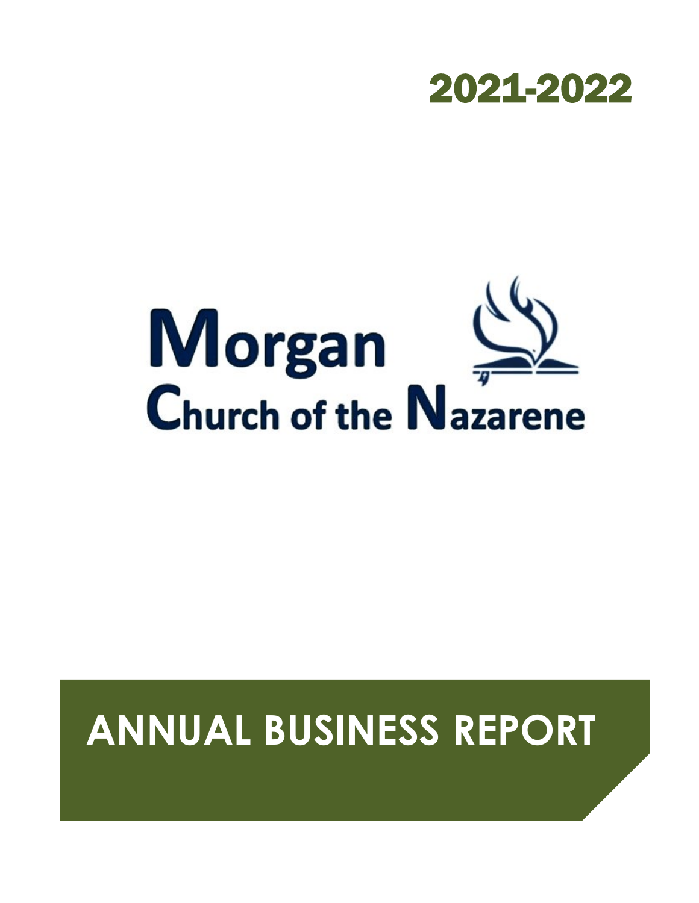2021-2022

# Morgan Church of the Nazarene

# ANNUAL BUSINESS REPORT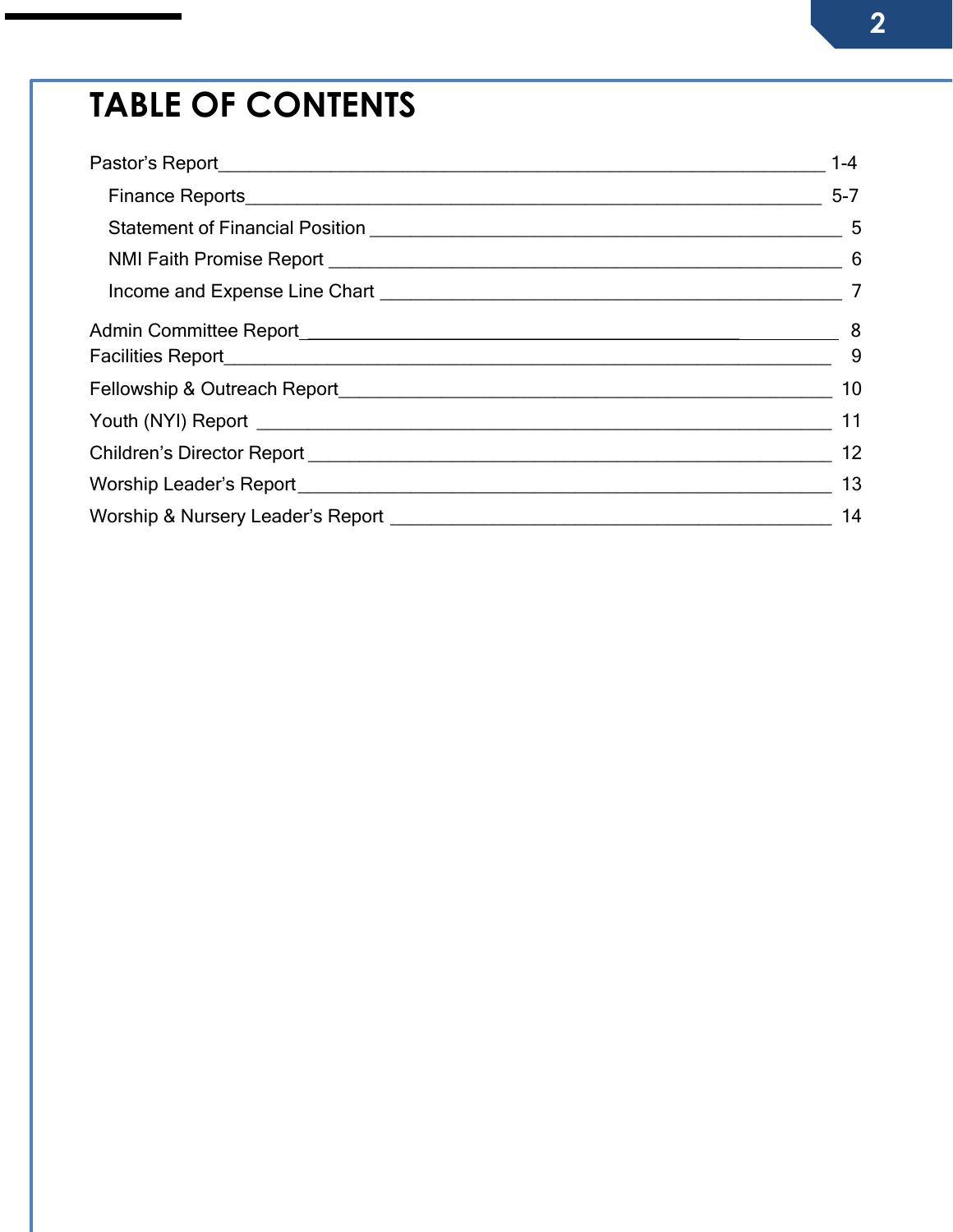# TABLE OF CONTENTS

| Section | Page |
|---|---|
| Pastor's Report | 1-4 |
| &nbsp;&nbsp;&nbsp;&nbsp;Finance Reports | 5-7 |
| &nbsp;&nbsp;&nbsp;&nbsp;Statement of Financial Position | 5 |
| &nbsp;&nbsp;&nbsp;&nbsp;NMI Faith Promise Report | 6 |
| &nbsp;&nbsp;&nbsp;&nbsp;Income and Expense Line Chart | 7 |
| Admin Committee Report | 8 |
| Facilities Report | 9 |
| Fellowship & Outreach Report | 10 |
| Youth (NYI) Report | 11 |
| Children's Director Report | 12 |
| Worship Leader's Report | 13 |
| Worship & Nursery Leader's Report | 14 |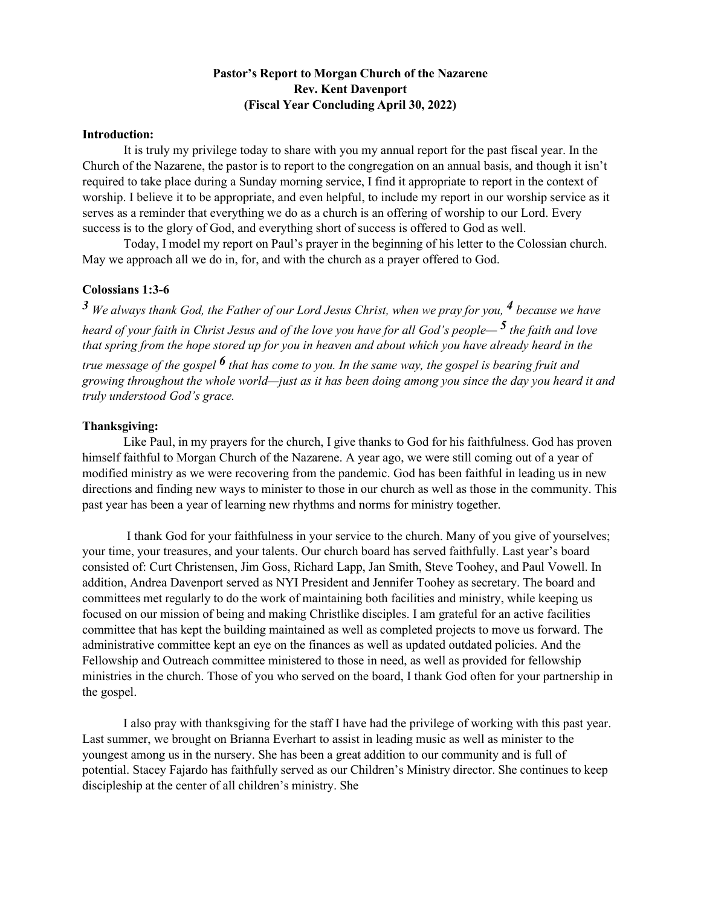**Pastor's Report to Morgan Church of the Nazarene**
**Rev. Kent Davenport**
**(Fiscal Year Concluding April 30, 2022)**

**Introduction:**

It is truly my privilege today to share with you my annual report for the past fiscal year. In the Church of the Nazarene, the pastor is to report to the congregation on an annual basis, and though it isn't required to take place during a Sunday morning service, I find it appropriate to report in the context of worship. I believe it to be appropriate, and even helpful, to include my report in our worship service as it serves as a reminder that everything we do as a church is an offering of worship to our Lord. Every success is to the glory of God, and everything short of success is offered to God as well.

Today, I model my report on Paul's prayer in the beginning of his letter to the Colossian church. May we approach all we do in, for, and with the church as a prayer offered to God.

**Colossians 1:3-6**

***3*** *We always thank God, the Father of our Lord Jesus Christ, when we pray for you,* ***4*** *because we have heard of your faith in Christ Jesus and of the love you have for all God's people—* ***5*** *the faith and love that spring from the hope stored up for you in heaven and about which you have already heard in the true message of the gospel* ***6*** *that has come to you. In the same way, the gospel is bearing fruit and growing throughout the whole world—just as it has been doing among you since the day you heard it and truly understood God's grace.*

**Thanksgiving:**

Like Paul, in my prayers for the church, I give thanks to God for his faithfulness. God has proven himself faithful to Morgan Church of the Nazarene. A year ago, we were still coming out of a year of modified ministry as we were recovering from the pandemic. God has been faithful in leading us in new directions and finding new ways to minister to those in our church as well as those in the community. This past year has been a year of learning new rhythms and norms for ministry together.

I thank God for your faithfulness in your service to the church. Many of you give of yourselves; your time, your treasures, and your talents. Our church board has served faithfully. Last year's board consisted of: Curt Christensen, Jim Goss, Richard Lapp, Jan Smith, Steve Toohey, and Paul Vowell. In addition, Andrea Davenport served as NYI President and Jennifer Toohey as secretary. The board and committees met regularly to do the work of maintaining both facilities and ministry, while keeping us focused on our mission of being and making Christlike disciples. I am grateful for an active facilities committee that has kept the building maintained as well as completed projects to move us forward. The administrative committee kept an eye on the finances as well as updated outdated policies. And the Fellowship and Outreach committee ministered to those in need, as well as provided for fellowship ministries in the church. Those of you who served on the board, I thank God often for your partnership in the gospel.

I also pray with thanksgiving for the staff I have had the privilege of working with this past year. Last summer, we brought on Brianna Everhart to assist in leading music as well as minister to the youngest among us in the nursery. She has been a great addition to our community and is full of potential. Stacey Fajardo has faithfully served as our Children's Ministry director. She continues to keep discipleship at the center of all children's ministry. She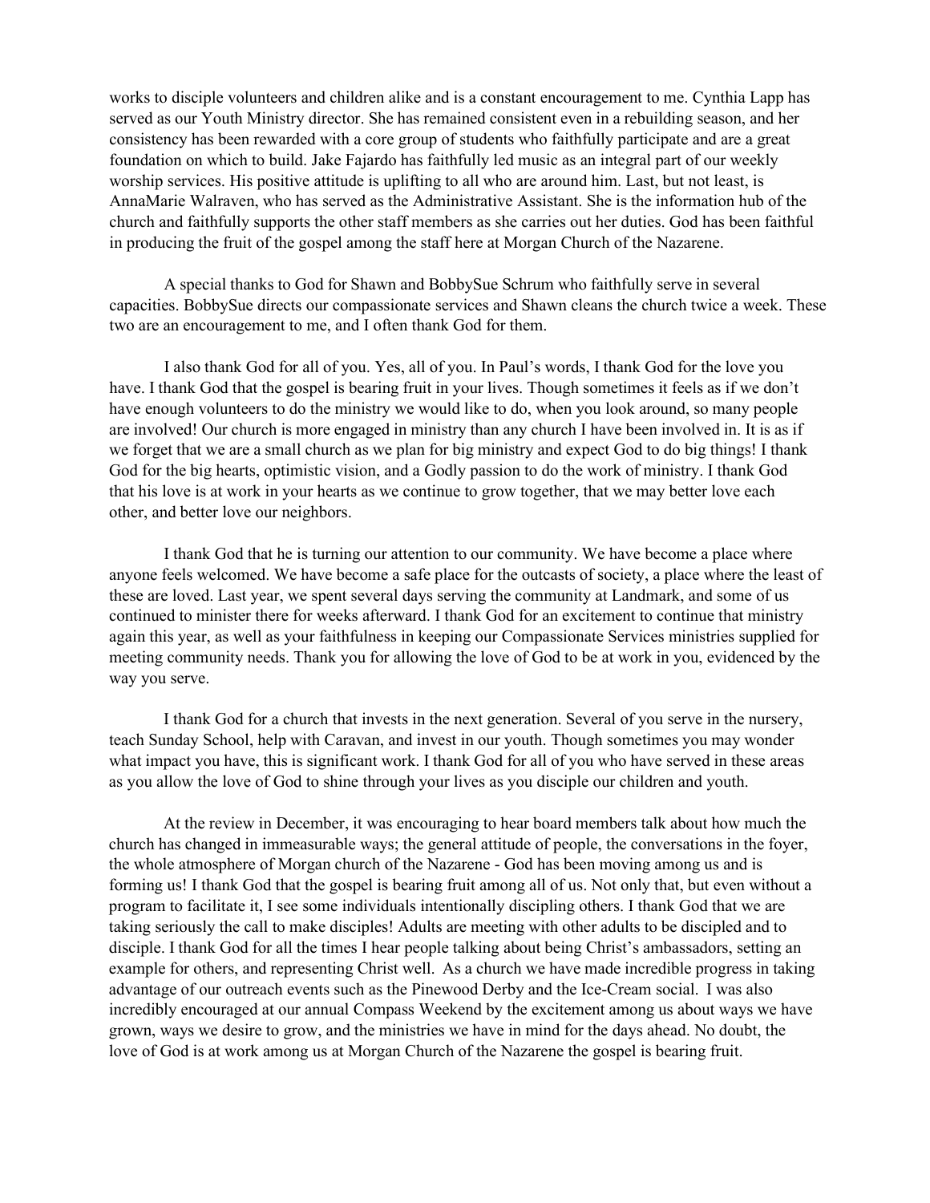works to disciple volunteers and children alike and is a constant encouragement to me. Cynthia Lapp has served as our Youth Ministry director. She has remained consistent even in a rebuilding season, and her consistency has been rewarded with a core group of students who faithfully participate and are a great foundation on which to build. Jake Fajardo has faithfully led music as an integral part of our weekly worship services. His positive attitude is uplifting to all who are around him. Last, but not least, is AnnaMarie Walraven, who has served as the Administrative Assistant. She is the information hub of the church and faithfully supports the other staff members as she carries out her duties. God has been faithful in producing the fruit of the gospel among the staff here at Morgan Church of the Nazarene.

A special thanks to God for Shawn and BobbySue Schrum who faithfully serve in several capacities. BobbySue directs our compassionate services and Shawn cleans the church twice a week. These two are an encouragement to me, and I often thank God for them.

I also thank God for all of you. Yes, all of you. In Paul's words, I thank God for the love you have. I thank God that the gospel is bearing fruit in your lives. Though sometimes it feels as if we don't have enough volunteers to do the ministry we would like to do, when you look around, so many people are involved! Our church is more engaged in ministry than any church I have been involved in. It is as if we forget that we are a small church as we plan for big ministry and expect God to do big things! I thank God for the big hearts, optimistic vision, and a Godly passion to do the work of ministry. I thank God that his love is at work in your hearts as we continue to grow together, that we may better love each other, and better love our neighbors.

I thank God that he is turning our attention to our community. We have become a place where anyone feels welcomed. We have become a safe place for the outcasts of society, a place where the least of these are loved. Last year, we spent several days serving the community at Landmark, and some of us continued to minister there for weeks afterward. I thank God for an excitement to continue that ministry again this year, as well as your faithfulness in keeping our Compassionate Services ministries supplied for meeting community needs. Thank you for allowing the love of God to be at work in you, evidenced by the way you serve.

I thank God for a church that invests in the next generation. Several of you serve in the nursery, teach Sunday School, help with Caravan, and invest in our youth. Though sometimes you may wonder what impact you have, this is significant work. I thank God for all of you who have served in these areas as you allow the love of God to shine through your lives as you disciple our children and youth.

At the review in December, it was encouraging to hear board members talk about how much the church has changed in immeasurable ways; the general attitude of people, the conversations in the foyer, the whole atmosphere of Morgan church of the Nazarene - God has been moving among us and is forming us! I thank God that the gospel is bearing fruit among all of us. Not only that, but even without a program to facilitate it, I see some individuals intentionally discipling others. I thank God that we are taking seriously the call to make disciples! Adults are meeting with other adults to be discipled and to disciple. I thank God for all the times I hear people talking about being Christ's ambassadors, setting an example for others, and representing Christ well. As a church we have made incredible progress in taking advantage of our outreach events such as the Pinewood Derby and the Ice-Cream social. I was also incredibly encouraged at our annual Compass Weekend by the excitement among us about ways we have grown, ways we desire to grow, and the ministries we have in mind for the days ahead. No doubt, the love of God is at work among us at Morgan Church of the Nazarene the gospel is bearing fruit.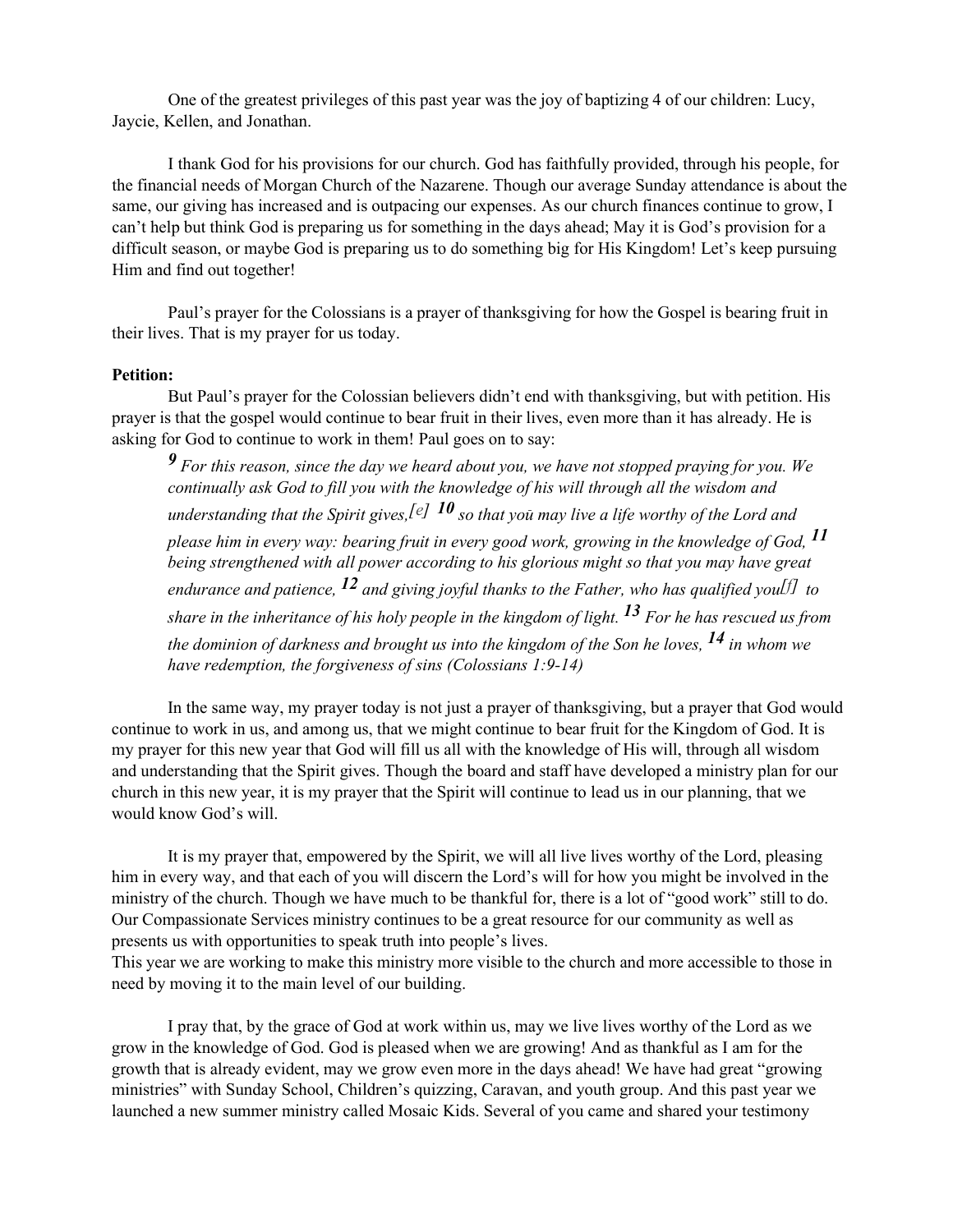One of the greatest privileges of this past year was the joy of baptizing 4 of our children: Lucy, Jaycie, Kellen, and Jonathan.

I thank God for his provisions for our church. God has faithfully provided, through his people, for the financial needs of Morgan Church of the Nazarene. Though our average Sunday attendance is about the same, our giving has increased and is outpacing our expenses. As our church finances continue to grow, I can't help but think God is preparing us for something in the days ahead; May it is God's provision for a difficult season, or maybe God is preparing us to do something big for His Kingdom! Let's keep pursuing Him and find out together!

Paul's prayer for the Colossians is a prayer of thanksgiving for how the Gospel is bearing fruit in their lives. That is my prayer for us today.

**Petition:**

But Paul's prayer for the Colossian believers didn't end with thanksgiving, but with petition. His prayer is that the gospel would continue to bear fruit in their lives, even more than it has already. He is asking for God to continue to work in them! Paul goes on to say:

> ***9*** *For this reason, since the day we heard about you, we have not stopped praying for you. We continually ask God to fill you with the knowledge of his will through all the wisdom and understanding that the Spirit gives,*[e] ***10*** *so that you may live a life worthy of the Lord and please him in every way: bearing fruit in every good work, growing in the knowledge of God,* ***11*** *being strengthened with all power according to his glorious might so that you may have great endurance and patience,* ***12*** *and giving joyful thanks to the Father, who has qualified you*[f] *to share in the inheritance of his holy people in the kingdom of light.* ***13*** *For he has rescued us from the dominion of darkness and brought us into the kingdom of the Son he loves,* ***14*** *in whom we have redemption, the forgiveness of sins (Colossians 1:9-14)*

In the same way, my prayer today is not just a prayer of thanksgiving, but a prayer that God would continue to work in us, and among us, that we might continue to bear fruit for the Kingdom of God. It is my prayer for this new year that God will fill us all with the knowledge of His will, through all wisdom and understanding that the Spirit gives. Though the board and staff have developed a ministry plan for our church in this new year, it is my prayer that the Spirit will continue to lead us in our planning, that we would know God's will.

It is my prayer that, empowered by the Spirit, we will all live lives worthy of the Lord, pleasing him in every way, and that each of you will discern the Lord's will for how you might be involved in the ministry of the church. Though we have much to be thankful for, there is a lot of "good work" still to do. Our Compassionate Services ministry continues to be a great resource for our community as well as presents us with opportunities to speak truth into people's lives.
This year we are working to make this ministry more visible to the church and more accessible to those in need by moving it to the main level of our building.

I pray that, by the grace of God at work within us, may we live lives worthy of the Lord as we grow in the knowledge of God. God is pleased when we are growing! And as thankful as I am for the growth that is already evident, may we grow even more in the days ahead! We have had great "growing ministries" with Sunday School, Children's quizzing, Caravan, and youth group. And this past year we launched a new summer ministry called Mosaic Kids. Several of you came and shared your testimony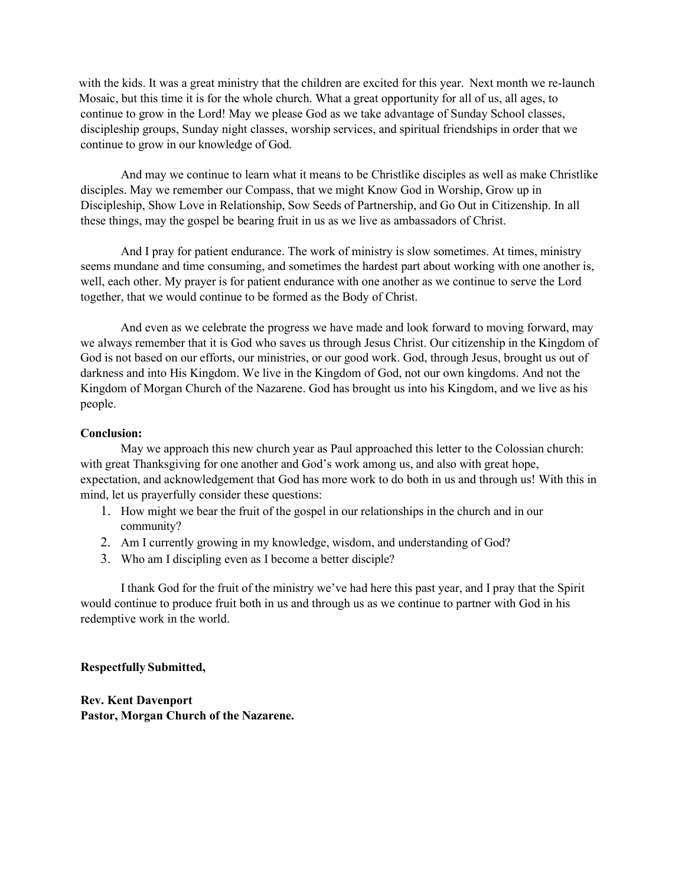with the kids. It was a great ministry that the children are excited for this year. Next month we re-launch Mosaic, but this time it is for the whole church. What a great opportunity for all of us, all ages, to continue to grow in the Lord! May we please God as we take advantage of Sunday School classes, discipleship groups, Sunday night classes, worship services, and spiritual friendships in order that we continue to grow in our knowledge of God.

And may we continue to learn what it means to be Christlike disciples as well as make Christlike disciples. May we remember our Compass, that we might Know God in Worship, Grow up in Discipleship, Show Love in Relationship, Sow Seeds of Partnership, and Go Out in Citizenship. In all these things, may the gospel be bearing fruit in us as we live as ambassadors of Christ.

And I pray for patient endurance. The work of ministry is slow sometimes. At times, ministry seems mundane and time consuming, and sometimes the hardest part about working with one another is, well, each other. My prayer is for patient endurance with one another as we continue to serve the Lord together, that we would continue to be formed as the Body of Christ.

And even as we celebrate the progress we have made and look forward to moving forward, may we always remember that it is God who saves us through Jesus Christ. Our citizenship in the Kingdom of God is not based on our efforts, our ministries, or our good work. God, through Jesus, brought us out of darkness and into His Kingdom. We live in the Kingdom of God, not our own kingdoms. And not the Kingdom of Morgan Church of the Nazarene. God has brought us into his Kingdom, and we live as his people.

**Conclusion:**

May we approach this new church year as Paul approached this letter to the Colossian church: with great Thanksgiving for one another and God's work among us, and also with great hope, expectation, and acknowledgement that God has more work to do both in us and through us! With this in mind, let us prayerfully consider these questions:

1. How might we bear the fruit of the gospel in our relationships in the church and in our community?
2. Am I currently growing in my knowledge, wisdom, and understanding of God?
3. Who am I discipling even as I become a better disciple?

I thank God for the fruit of the ministry we've had here this past year, and I pray that the Spirit would continue to produce fruit both in us and through us as we continue to partner with God in his redemptive work in the world.

**Respectfully Submitted,**

**Rev. Kent Davenport**
**Pastor, Morgan Church of the Nazarene.**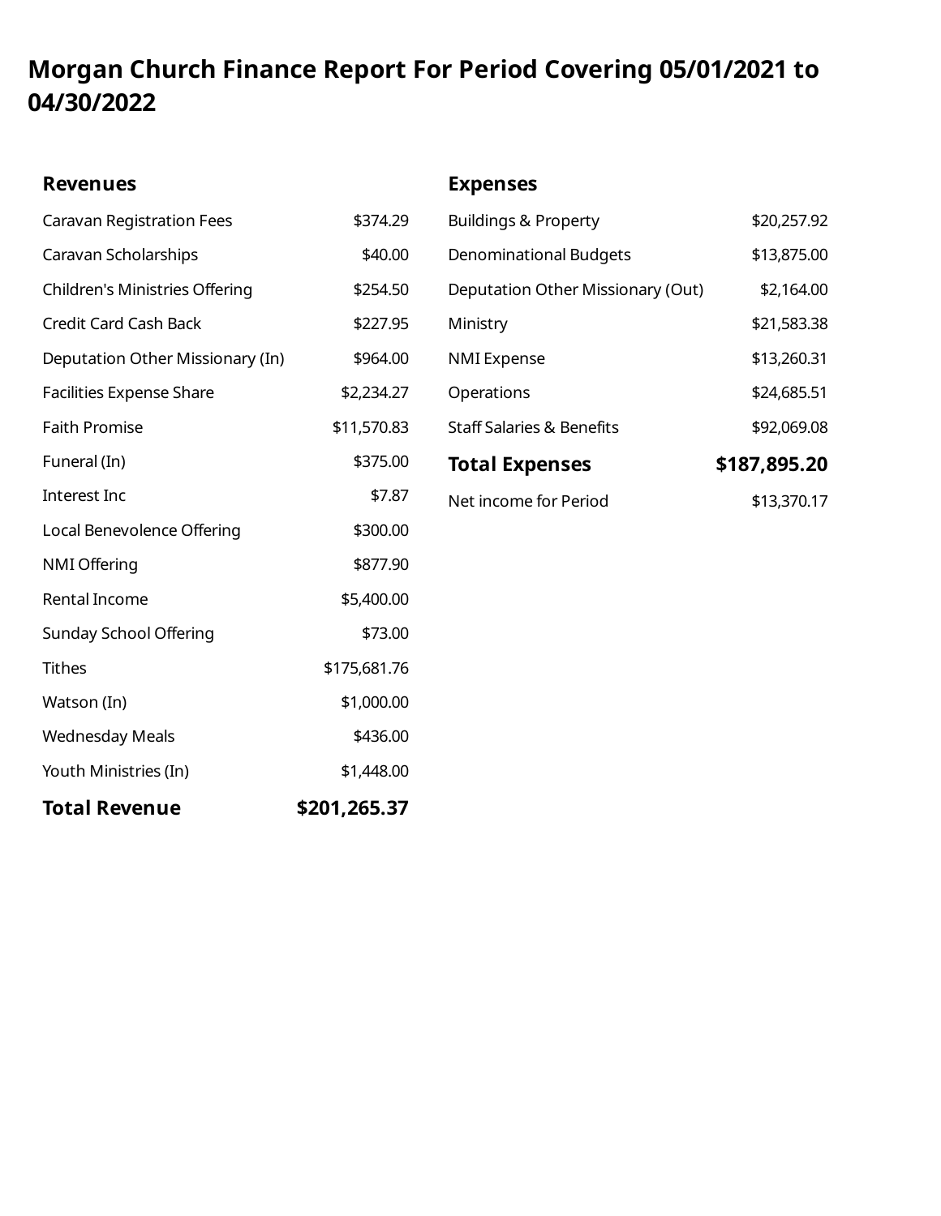# Morgan Church Finance Report For Period Covering 05/01/2021 to 04/30/2022

| Revenues | |
|---|---:|
| Caravan Registration Fees | $374.29 |
| Caravan Scholarships | $40.00 |
| Children's Ministries Offering | $254.50 |
| Credit Card Cash Back | $227.95 |
| Deputation Other Missionary (In) | $964.00 |
| Facilities Expense Share | $2,234.27 |
| Faith Promise | $11,570.83 |
| Funeral (In) | $375.00 |
| Interest Inc | $7.87 |
| Local Benevolence Offering | $300.00 |
| NMI Offering | $877.90 |
| Rental Income | $5,400.00 |
| Sunday School Offering | $73.00 |
| Tithes | $175,681.76 |
| Watson (In) | $1,000.00 |
| Wednesday Meals | $436.00 |
| Youth Ministries (In) | $1,448.00 |
| **Total Revenue** | **$201,265.37** |

| Expenses | |
|---|---:|
| Buildings & Property | $20,257.92 |
| Denominational Budgets | $13,875.00 |
| Deputation Other Missionary (Out) | $2,164.00 |
| Ministry | $21,583.38 |
| NMI Expense | $13,260.31 |
| Operations | $24,685.51 |
| Staff Salaries & Benefits | $92,069.08 |
| **Total Expenses** | **$187,895.20** |
| Net income for Period | $13,370.17 |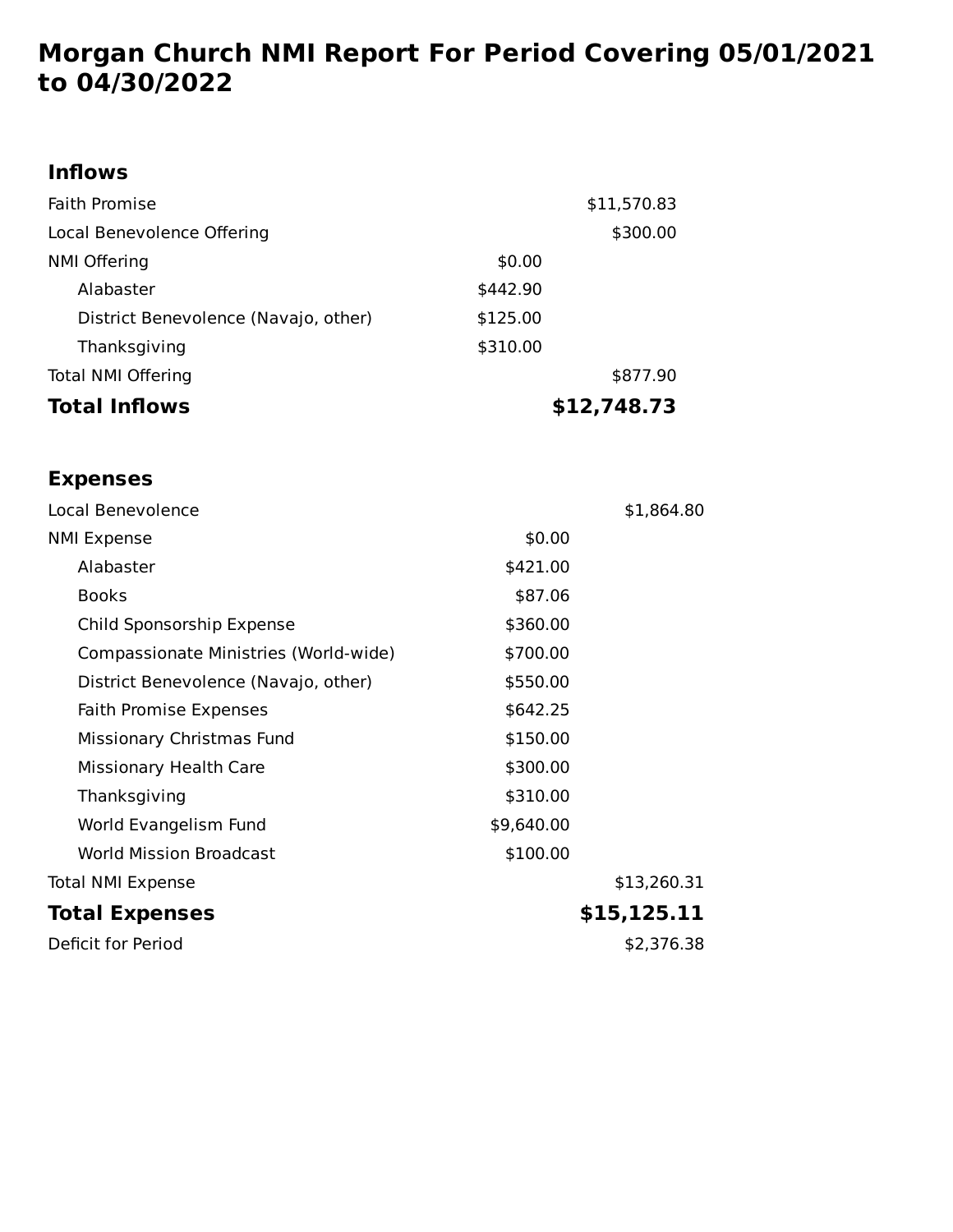# Morgan Church NMI Report For Period Covering 05/01/2021 to 04/30/2022

## Inflows

| | | |
|---|---|---|
| Faith Promise | | $11,570.83 |
| Local Benevolence Offering | | $300.00 |
| NMI Offering | $0.00 | |
| Alabaster | $442.90 | |
| District Benevolence (Navajo, other) | $125.00 | |
| Thanksgiving | $310.00 | |
| Total NMI Offering | | $877.90 |
| **Total Inflows** | | **$12,748.73** |

## Expenses

| | | |
|---|---|---|
| Local Benevolence | | $1,864.80 |
| NMI Expense | $0.00 | |
| Alabaster | $421.00 | |
| Books | $87.06 | |
| Child Sponsorship Expense | $360.00 | |
| Compassionate Ministries (World-wide) | $700.00 | |
| District Benevolence (Navajo, other) | $550.00 | |
| Faith Promise Expenses | $642.25 | |
| Missionary Christmas Fund | $150.00 | |
| Missionary Health Care | $300.00 | |
| Thanksgiving | $310.00 | |
| World Evangelism Fund | $9,640.00 | |
| World Mission Broadcast | $100.00 | |
| Total NMI Expense | | $13,260.31 |
| **Total Expenses** | | **$15,125.11** |
| Deficit for Period | | $2,376.38 |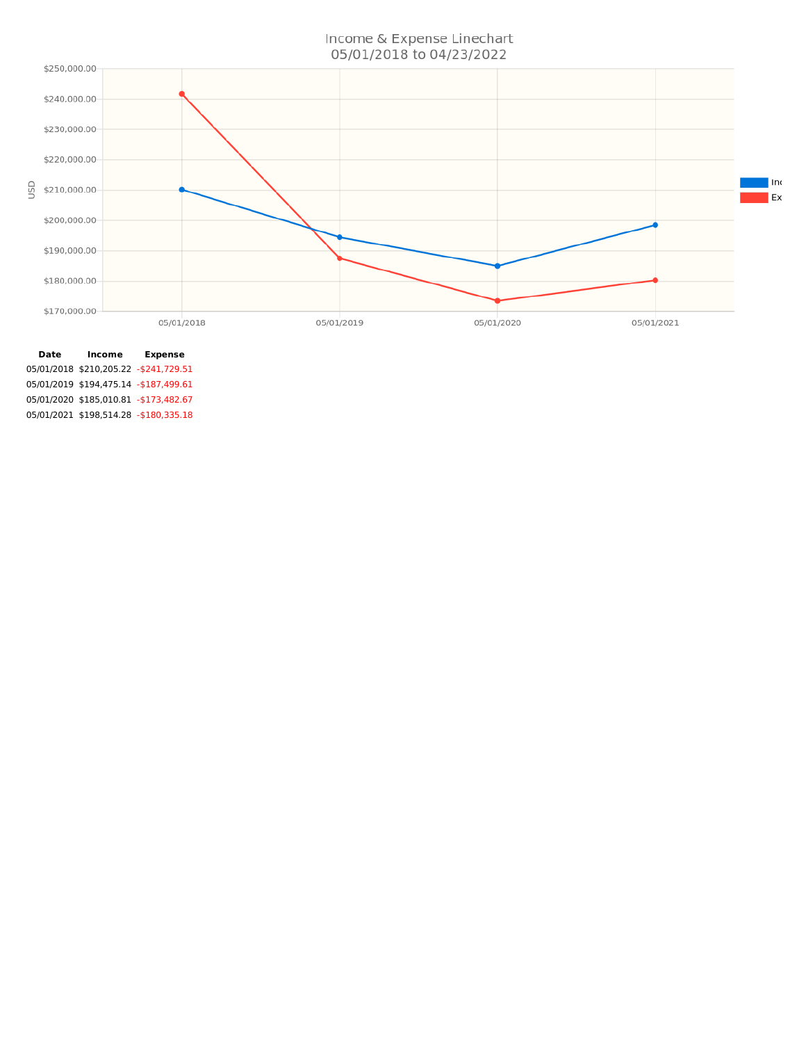# Income & Expense Linechart
## 05/01/2018 to 04/23/2022

| Date | Income | Expense |
|---|---|---|
| 05/01/2018 | $210,205.22 | -$241,729.51 |
| 05/01/2019 | $194,475.14 | -$187,499.61 |
| 05/01/2020 | $185,010.81 | -$173,482.67 |
| 05/01/2021 | $198,514.28 | -$180,335.18 |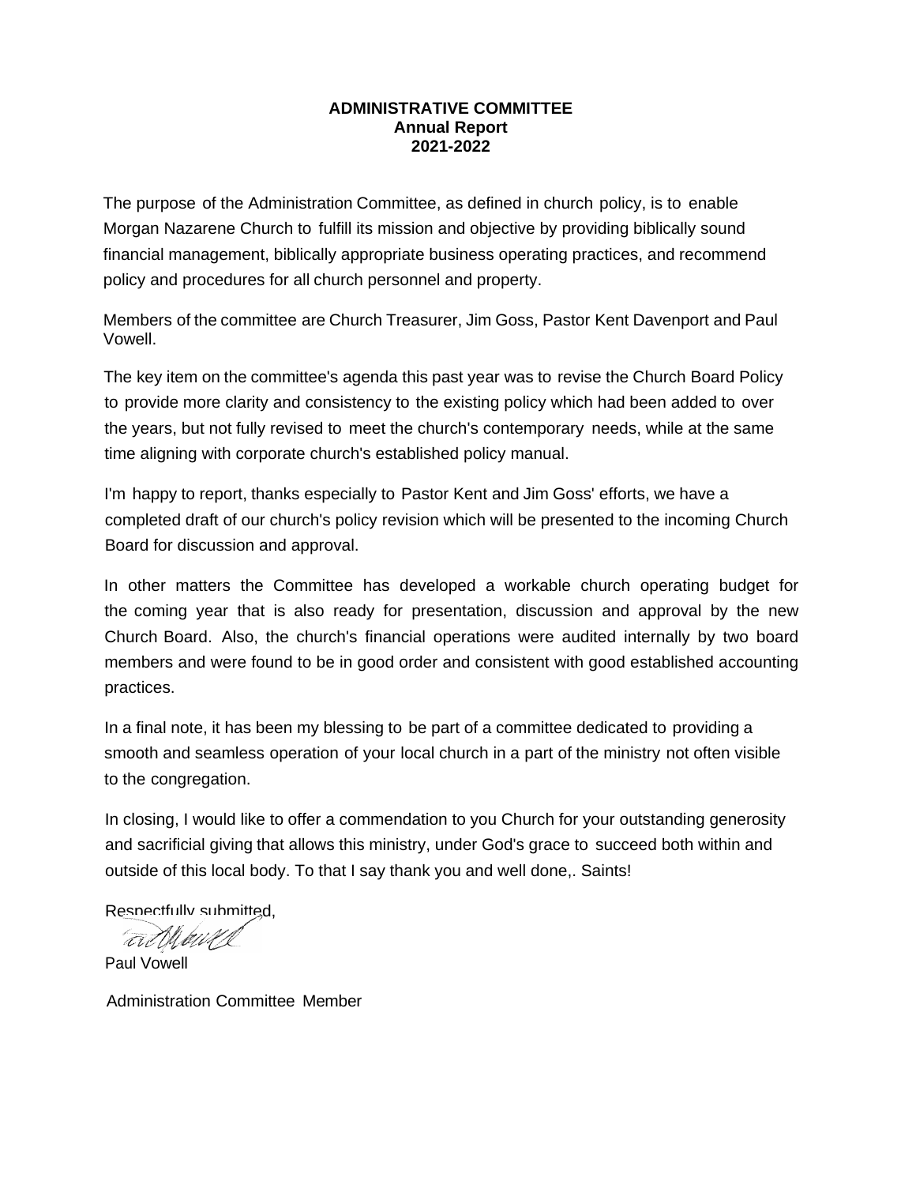# ADMINISTRATIVE COMMITTEE
## Annual Report
## 2021-2022

The purpose of the Administration Committee, as defined in church policy, is to enable Morgan Nazarene Church to fulfill its mission and objective by providing biblically sound financial management, biblically appropriate business operating practices, and recommend policy and procedures for all church personnel and property.

Members of the committee are Church Treasurer, Jim Goss, Pastor Kent Davenport and Paul Vowell.

The key item on the committee's agenda this past year was to revise the Church Board Policy to provide more clarity and consistency to the existing policy which had been added to over the years, but not fully revised to meet the church's contemporary needs, while at the same time aligning with corporate church's established policy manual.

I'm happy to report, thanks especially to Pastor Kent and Jim Goss' efforts, we have a completed draft of our church's policy revision which will be presented to the incoming Church Board for discussion and approval.

In other matters the Committee has developed a workable church operating budget for the coming year that is also ready for presentation, discussion and approval by the new Church Board. Also, the church's financial operations were audited internally by two board members and were found to be in good order and consistent with good established accounting practices.

In a final note, it has been my blessing to be part of a committee dedicated to providing a smooth and seamless operation of your local church in a part of the ministry not often visible to the congregation.

In closing, I would like to offer a commendation to you Church for your outstanding generosity and sacrificial giving that allows this ministry, under God's grace to succeed both within and outside of this local body. To that I say thank you and well done,. Saints!

Respectfully submitted,

Paul Vowell

Administration Committee Member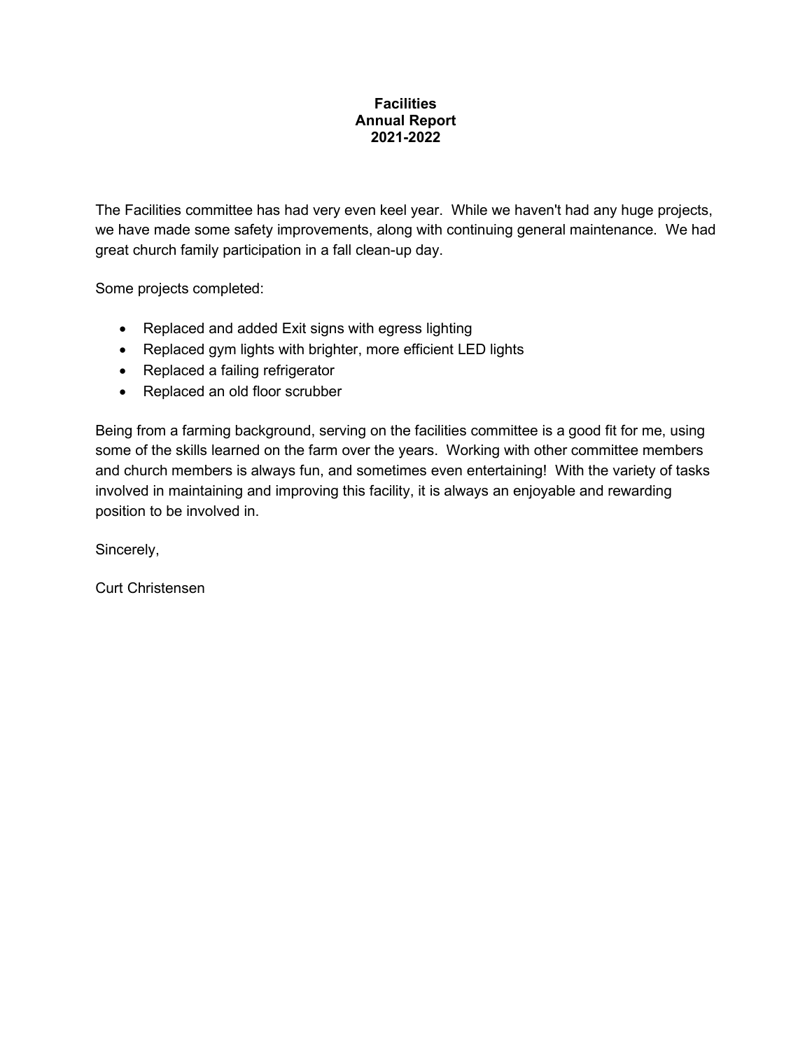**Facilities**
**Annual Report**
**2021-2022**

The Facilities committee has had very even keel year. While we haven't had any huge projects, we have made some safety improvements, along with continuing general maintenance. We had great church family participation in a fall clean-up day.

Some projects completed:

- Replaced and added Exit signs with egress lighting
- Replaced gym lights with brighter, more efficient LED lights
- Replaced a failing refrigerator
- Replaced an old floor scrubber

Being from a farming background, serving on the facilities committee is a good fit for me, using some of the skills learned on the farm over the years. Working with other committee members and church members is always fun, and sometimes even entertaining! With the variety of tasks involved in maintaining and improving this facility, it is always an enjoyable and rewarding position to be involved in.

Sincerely,

Curt Christensen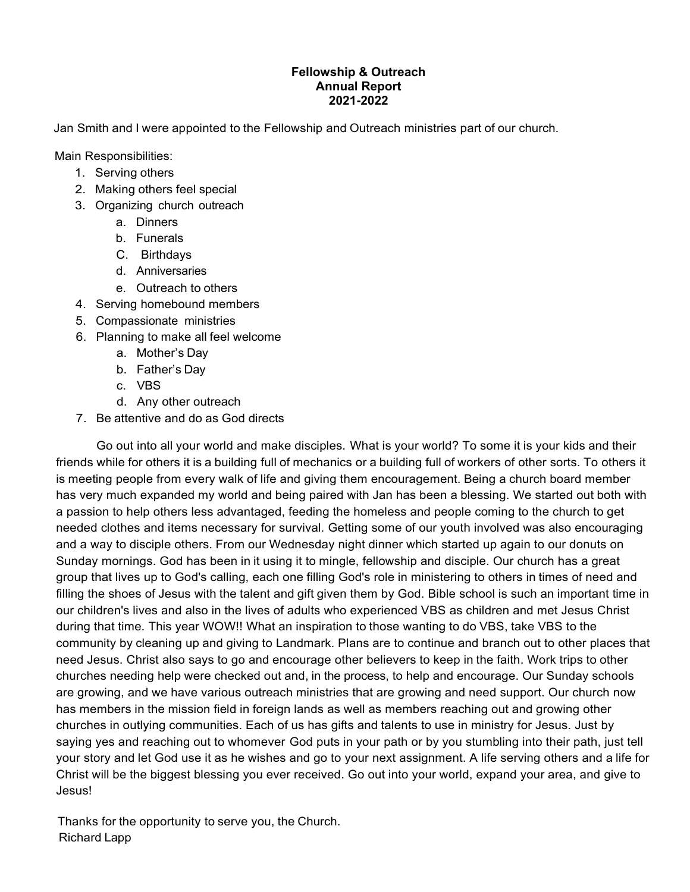**Fellowship & Outreach**
**Annual Report**
**2021-2022**

Jan Smith and I were appointed to the Fellowship and Outreach ministries part of our church.

Main Responsibilities:

1. Serving others
2. Making others feel special
3. Organizing church outreach
    a. Dinners
    b. Funerals
    C. Birthdays
    d. Anniversaries
    e. Outreach to others
4. Serving homebound members
5. Compassionate ministries
6. Planning to make all feel welcome
    a. Mother's Day
    b. Father's Day
    c. VBS
    d. Any other outreach
7. Be attentive and do as God directs

Go out into all your world and make disciples. What is your world? To some it is your kids and their friends while for others it is a building full of mechanics or a building full of workers of other sorts. To others it is meeting people from every walk of life and giving them encouragement. Being a church board member has very much expanded my world and being paired with Jan has been a blessing. We started out both with a passion to help others less advantaged, feeding the homeless and people coming to the church to get needed clothes and items necessary for survival. Getting some of our youth involved was also encouraging and a way to disciple others. From our Wednesday night dinner which started up again to our donuts on Sunday mornings. God has been in it using it to mingle, fellowship and disciple. Our church has a great group that lives up to God's calling, each one filling God's role in ministering to others in times of need and filling the shoes of Jesus with the talent and gift given them by God. Bible school is such an important time in our children's lives and also in the lives of adults who experienced VBS as children and met Jesus Christ during that time. This year WOW!! What an inspiration to those wanting to do VBS, take VBS to the community by cleaning up and giving to Landmark. Plans are to continue and branch out to other places that need Jesus. Christ also says to go and encourage other believers to keep in the faith. Work trips to other churches needing help were checked out and, in the process, to help and encourage. Our Sunday schools are growing, and we have various outreach ministries that are growing and need support. Our church now has members in the mission field in foreign lands as well as members reaching out and growing other churches in outlying communities. Each of us has gifts and talents to use in ministry for Jesus. Just by saying yes and reaching out to whomever God puts in your path or by you stumbling into their path, just tell your story and let God use it as he wishes and go to your next assignment. A life serving others and a life for Christ will be the biggest blessing you ever received. Go out into your world, expand your area, and give to Jesus!

Thanks for the opportunity to serve you, the Church.
Richard Lapp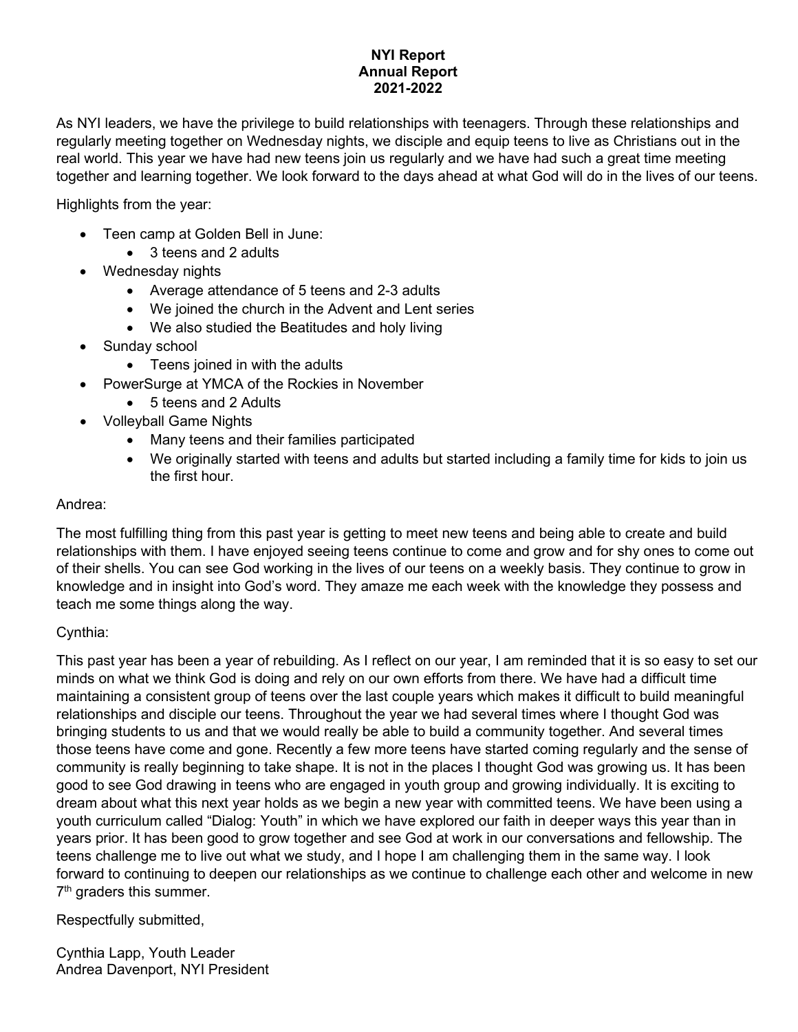# NYI Report
## Annual Report
## 2021-2022

As NYI leaders, we have the privilege to build relationships with teenagers. Through these relationships and regularly meeting together on Wednesday nights, we disciple and equip teens to live as Christians out in the real world. This year we have had new teens join us regularly and we have had such a great time meeting together and learning together. We look forward to the days ahead at what God will do in the lives of our teens.

Highlights from the year:

- Teen camp at Golden Bell in June:
  - 3 teens and 2 adults
- Wednesday nights
  - Average attendance of 5 teens and 2-3 adults
  - We joined the church in the Advent and Lent series
  - We also studied the Beatitudes and holy living
- Sunday school
  - Teens joined in with the adults
- PowerSurge at YMCA of the Rockies in November
  - 5 teens and 2 Adults
- Volleyball Game Nights
  - Many teens and their families participated
  - We originally started with teens and adults but started including a family time for kids to join us the first hour.

Andrea:

The most fulfilling thing from this past year is getting to meet new teens and being able to create and build relationships with them. I have enjoyed seeing teens continue to come and grow and for shy ones to come out of their shells. You can see God working in the lives of our teens on a weekly basis. They continue to grow in knowledge and in insight into God's word. They amaze me each week with the knowledge they possess and teach me some things along the way.

Cynthia:

This past year has been a year of rebuilding. As I reflect on our year, I am reminded that it is so easy to set our minds on what we think God is doing and rely on our own efforts from there. We have had a difficult time maintaining a consistent group of teens over the last couple years which makes it difficult to build meaningful relationships and disciple our teens. Throughout the year we had several times where I thought God was bringing students to us and that we would really be able to build a community together. And several times those teens have come and gone. Recently a few more teens have started coming regularly and the sense of community is really beginning to take shape. It is not in the places I thought God was growing us. It has been good to see God drawing in teens who are engaged in youth group and growing individually. It is exciting to dream about what this next year holds as we begin a new year with committed teens. We have been using a youth curriculum called "Dialog: Youth" in which we have explored our faith in deeper ways this year than in years prior. It has been good to grow together and see God at work in our conversations and fellowship. The teens challenge me to live out what we study, and I hope I am challenging them in the same way. I look forward to continuing to deepen our relationships as we continue to challenge each other and welcome in new 7th graders this summer.

Respectfully submitted,

Cynthia Lapp, Youth Leader
Andrea Davenport, NYI President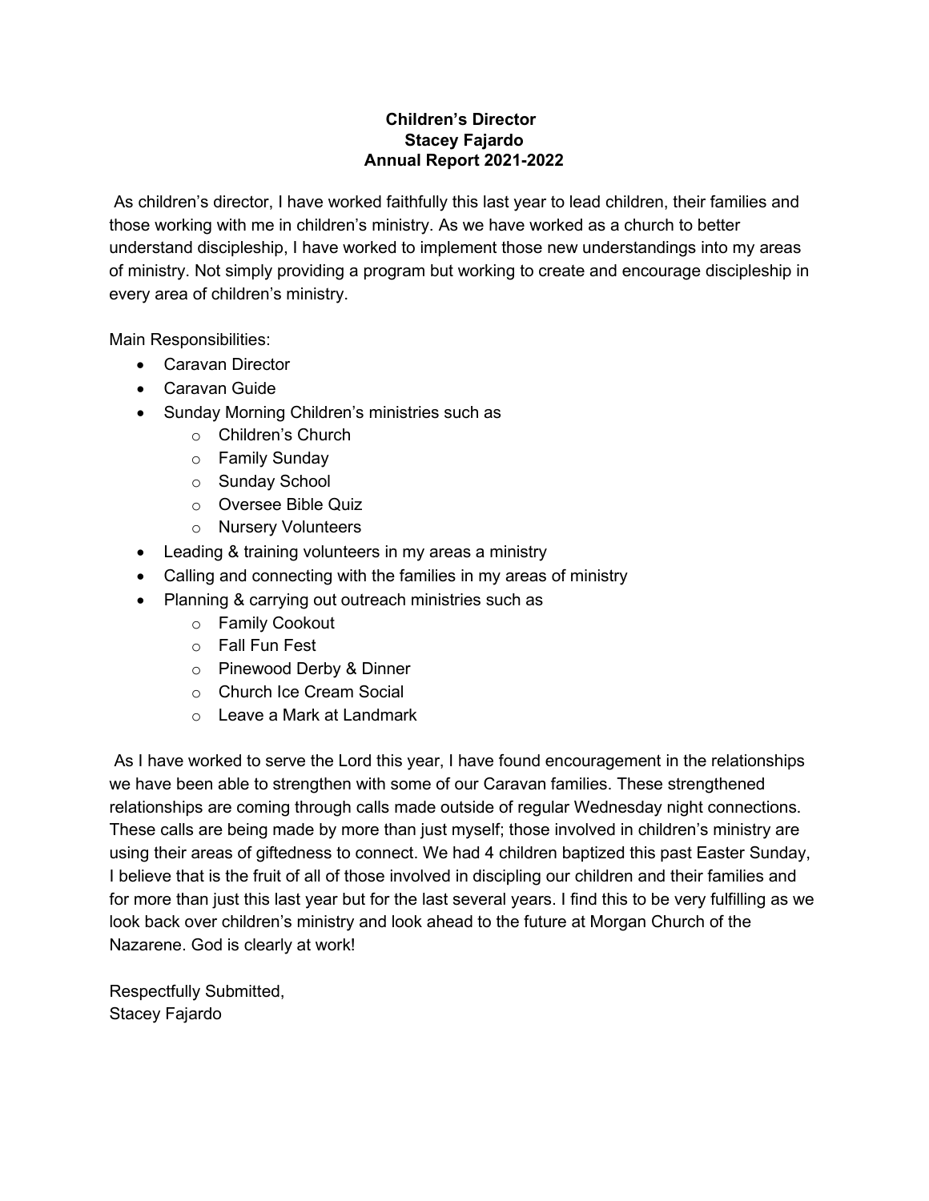**Children's Director**
**Stacey Fajardo**
**Annual Report 2021-2022**

As children's director, I have worked faithfully this last year to lead children, their families and those working with me in children's ministry. As we have worked as a church to better understand discipleship, I have worked to implement those new understandings into my areas of ministry. Not simply providing a program but working to create and encourage discipleship in every area of children's ministry.

Main Responsibilities:

- Caravan Director
- Caravan Guide
- Sunday Morning Children's ministries such as
  - Children's Church
  - Family Sunday
  - Sunday School
  - Oversee Bible Quiz
  - Nursery Volunteers
- Leading & training volunteers in my areas a ministry
- Calling and connecting with the families in my areas of ministry
- Planning & carrying out outreach ministries such as
  - Family Cookout
  - Fall Fun Fest
  - Pinewood Derby & Dinner
  - Church Ice Cream Social
  - Leave a Mark at Landmark

As I have worked to serve the Lord this year, I have found encouragement in the relationships we have been able to strengthen with some of our Caravan families. These strengthened relationships are coming through calls made outside of regular Wednesday night connections. These calls are being made by more than just myself; those involved in children's ministry are using their areas of giftedness to connect. We had 4 children baptized this past Easter Sunday, I believe that is the fruit of all of those involved in discipling our children and their families and for more than just this last year but for the last several years. I find this to be very fulfilling as we look back over children's ministry and look ahead to the future at Morgan Church of the Nazarene. God is clearly at work!

Respectfully Submitted,
Stacey Fajardo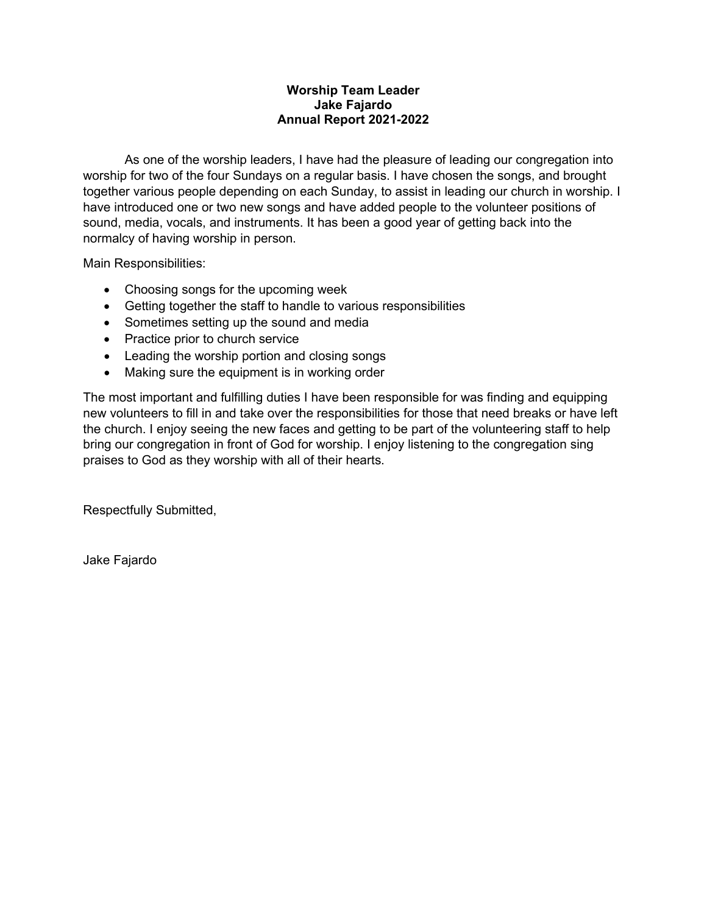**Worship Team Leader**
**Jake Fajardo**
**Annual Report 2021-2022**

As one of the worship leaders, I have had the pleasure of leading our congregation into worship for two of the four Sundays on a regular basis. I have chosen the songs, and brought together various people depending on each Sunday, to assist in leading our church in worship. I have introduced one or two new songs and have added people to the volunteer positions of sound, media, vocals, and instruments. It has been a good year of getting back into the normalcy of having worship in person.

Main Responsibilities:

- Choosing songs for the upcoming week
- Getting together the staff to handle to various responsibilities
- Sometimes setting up the sound and media
- Practice prior to church service
- Leading the worship portion and closing songs
- Making sure the equipment is in working order

The most important and fulfilling duties I have been responsible for was finding and equipping new volunteers to fill in and take over the responsibilities for those that need breaks or have left the church. I enjoy seeing the new faces and getting to be part of the volunteering staff to help bring our congregation in front of God for worship. I enjoy listening to the congregation sing praises to God as they worship with all of their hearts.

Respectfully Submitted,

Jake Fajardo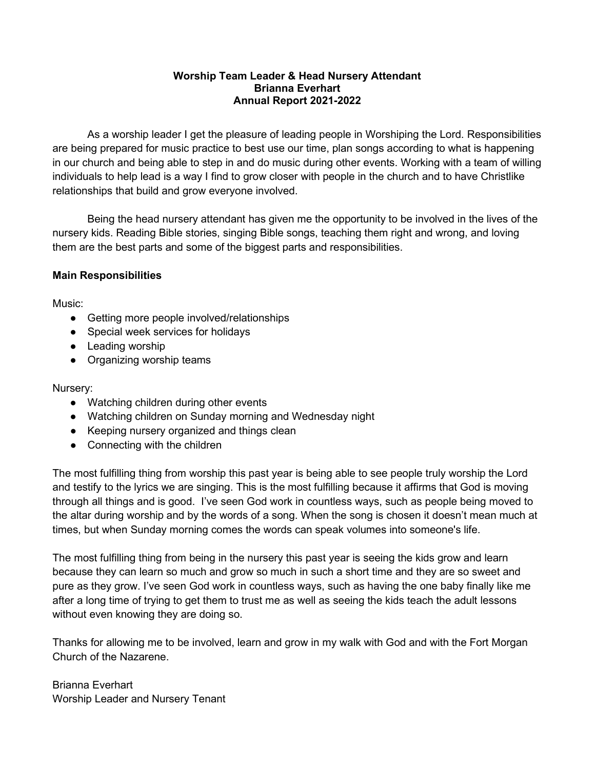**Worship Team Leader & Head Nursery Attendant**
**Brianna Everhart**
**Annual Report 2021-2022**

As a worship leader I get the pleasure of leading people in Worshiping the Lord. Responsibilities are being prepared for music practice to best use our time, plan songs according to what is happening in our church and being able to step in and do music during other events. Working with a team of willing individuals to help lead is a way I find to grow closer with people in the church and to have Christlike relationships that build and grow everyone involved.

Being the head nursery attendant has given me the opportunity to be involved in the lives of the nursery kids. Reading Bible stories, singing Bible songs, teaching them right and wrong, and loving them are the best parts and some of the biggest parts and responsibilities.

**Main Responsibilities**

Music:

- Getting more people involved/relationships
- Special week services for holidays
- Leading worship
- Organizing worship teams

Nursery:

- Watching children during other events
- Watching children on Sunday morning and Wednesday night
- Keeping nursery organized and things clean
- Connecting with the children

The most fulfilling thing from worship this past year is being able to see people truly worship the Lord and testify to the lyrics we are singing. This is the most fulfilling because it affirms that God is moving through all things and is good. I've seen God work in countless ways, such as people being moved to the altar during worship and by the words of a song. When the song is chosen it doesn't mean much at times, but when Sunday morning comes the words can speak volumes into someone's life.

The most fulfilling thing from being in the nursery this past year is seeing the kids grow and learn because they can learn so much and grow so much in such a short time and they are so sweet and pure as they grow. I've seen God work in countless ways, such as having the one baby finally like me after a long time of trying to get them to trust me as well as seeing the kids teach the adult lessons without even knowing they are doing so.

Thanks for allowing me to be involved, learn and grow in my walk with God and with the Fort Morgan Church of the Nazarene.

Brianna Everhart
Worship Leader and Nursery Tenant